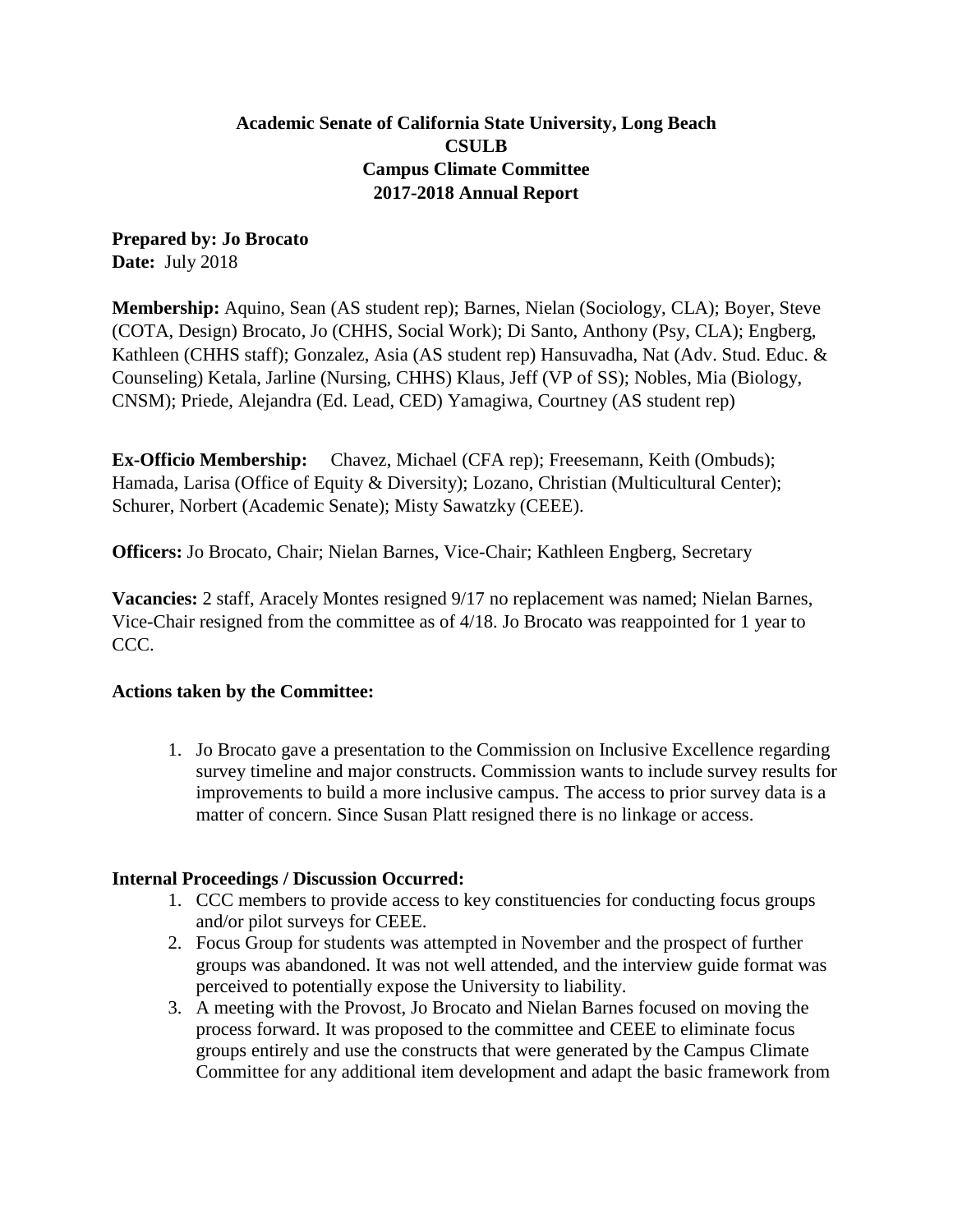**Academic Senate of California State University, Long Beach**
**CSULB**
**Campus Climate Committee**
**2017-2018 Annual Report**

**Prepared by: Jo Brocato**
**Date:** July 2018

**Membership:** Aquino, Sean (AS student rep); Barnes, Nielan (Sociology, CLA); Boyer, Steve (COTA, Design) Brocato, Jo (CHHS, Social Work); Di Santo, Anthony (Psy, CLA); Engberg, Kathleen (CHHS staff); Gonzalez, Asia (AS student rep) Hansuvadha, Nat (Adv. Stud. Educ. & Counseling) Ketala, Jarline (Nursing, CHHS) Klaus, Jeff (VP of SS); Nobles, Mia (Biology, CNSM); Priede, Alejandra (Ed. Lead, CED) Yamagiwa, Courtney (AS student rep)

**Ex-Officio Membership:** Chavez, Michael (CFA rep); Freesemann, Keith (Ombuds); Hamada, Larisa (Office of Equity & Diversity); Lozano, Christian (Multicultural Center); Schurer, Norbert (Academic Senate); Misty Sawatzky (CEEE).

**Officers:** Jo Brocato, Chair; Nielan Barnes, Vice-Chair; Kathleen Engberg, Secretary

**Vacancies:** 2 staff, Aracely Montes resigned 9/17 no replacement was named; Nielan Barnes, Vice-Chair resigned from the committee as of 4/18. Jo Brocato was reappointed for 1 year to CCC.

**Actions taken by the Committee:**

1. Jo Brocato gave a presentation to the Commission on Inclusive Excellence regarding survey timeline and major constructs. Commission wants to include survey results for improvements to build a more inclusive campus. The access to prior survey data is a matter of concern. Since Susan Platt resigned there is no linkage or access.

**Internal Proceedings / Discussion Occurred:**

1. CCC members to provide access to key constituencies for conducting focus groups and/or pilot surveys for CEEE.
2. Focus Group for students was attempted in November and the prospect of further groups was abandoned. It was not well attended, and the interview guide format was perceived to potentially expose the University to liability.
3. A meeting with the Provost, Jo Brocato and Nielan Barnes focused on moving the process forward. It was proposed to the committee and CEEE to eliminate focus groups entirely and use the constructs that were generated by the Campus Climate Committee for any additional item development and adapt the basic framework from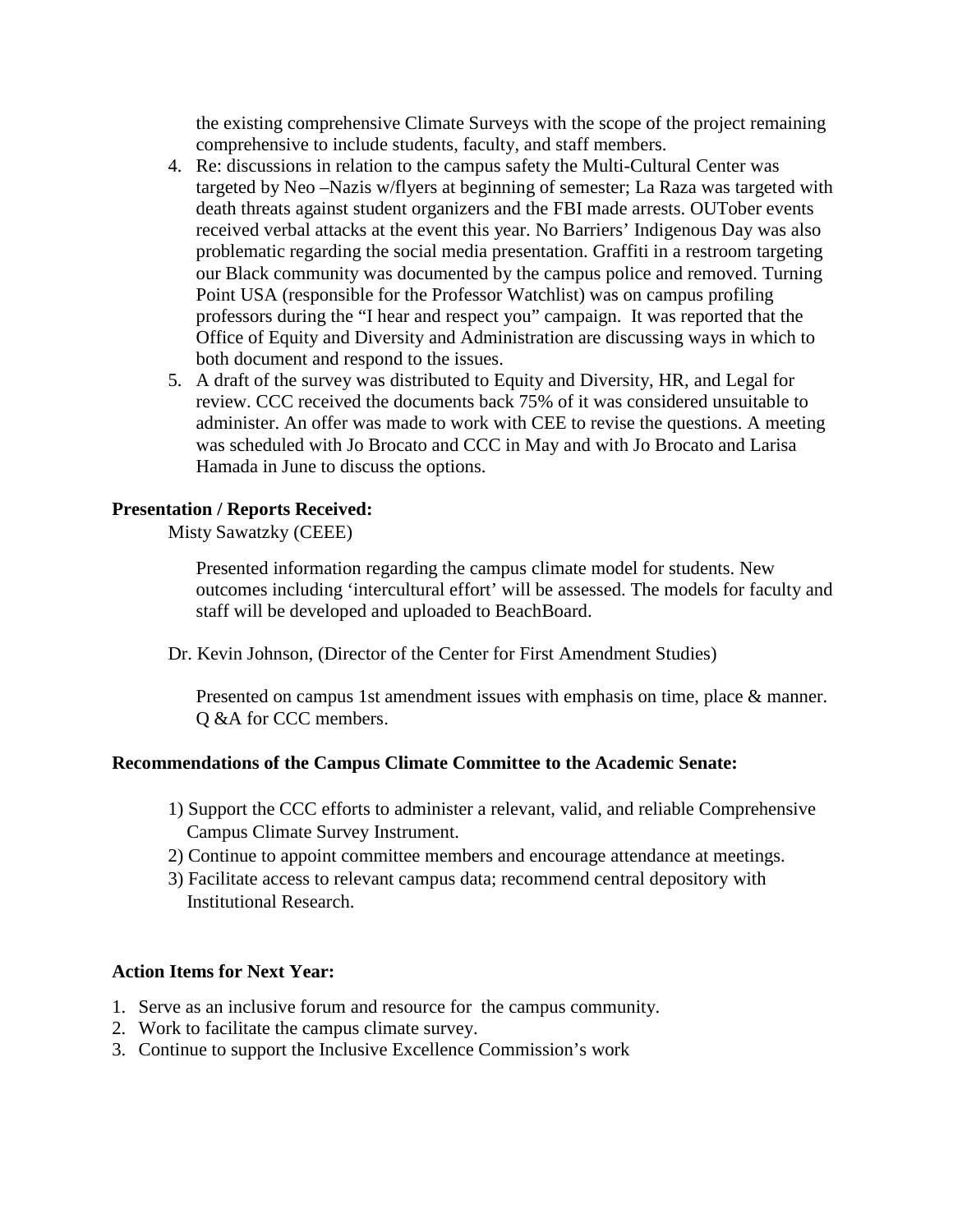the existing comprehensive Climate Surveys with the scope of the project remaining comprehensive to include students, faculty, and staff members.

4. Re: discussions in relation to the campus safety the Multi-Cultural Center was targeted by Neo –Nazis w/flyers at beginning of semester; La Raza was targeted with death threats against student organizers and the FBI made arrests. OUTober events received verbal attacks at the event this year. No Barriers' Indigenous Day was also problematic regarding the social media presentation. Graffiti in a restroom targeting our Black community was documented by the campus police and removed. Turning Point USA (responsible for the Professor Watchlist) was on campus profiling professors during the "I hear and respect you" campaign. It was reported that the Office of Equity and Diversity and Administration are discussing ways in which to both document and respond to the issues.
5. A draft of the survey was distributed to Equity and Diversity, HR, and Legal for review. CCC received the documents back 75% of it was considered unsuitable to administer. An offer was made to work with CEE to revise the questions. A meeting was scheduled with Jo Brocato and CCC in May and with Jo Brocato and Larisa Hamada in June to discuss the options.

**Presentation / Reports Received:**

Misty Sawatzky (CEEE)

Presented information regarding the campus climate model for students. New outcomes including 'intercultural effort' will be assessed. The models for faculty and staff will be developed and uploaded to BeachBoard.

Dr. Kevin Johnson, (Director of the Center for First Amendment Studies)

Presented on campus 1st amendment issues with emphasis on time, place & manner. Q &A for CCC members.

**Recommendations of the Campus Climate Committee to the Academic Senate:**

1) Support the CCC efforts to administer a relevant, valid, and reliable Comprehensive Campus Climate Survey Instrument.
2) Continue to appoint committee members and encourage attendance at meetings.
3) Facilitate access to relevant campus data; recommend central depository with Institutional Research.

**Action Items for Next Year:**

1. Serve as an inclusive forum and resource for the campus community.
2. Work to facilitate the campus climate survey.
3. Continue to support the Inclusive Excellence Commission's work